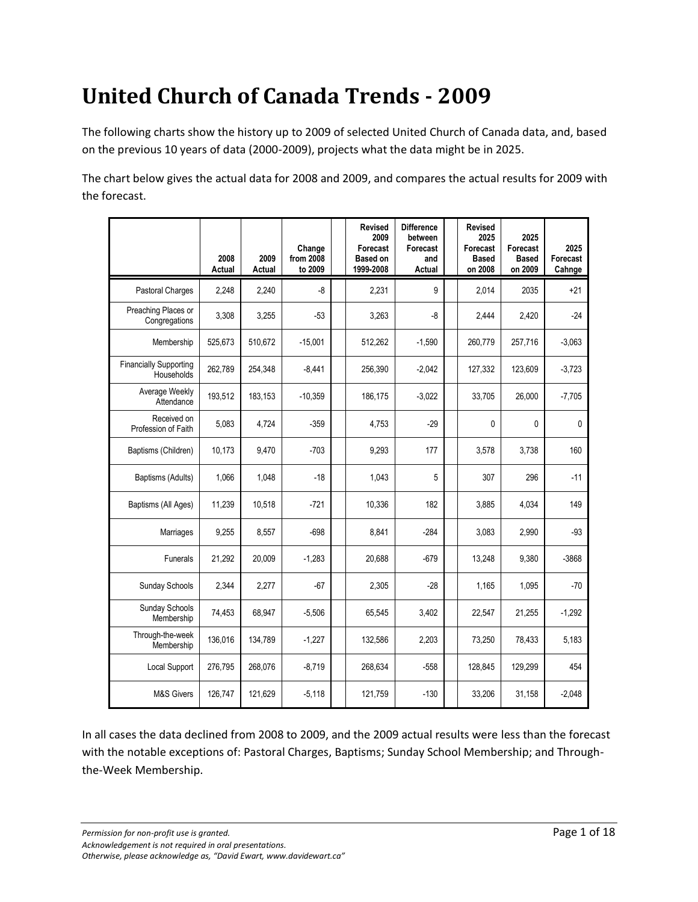# United Church of Canada Trends - 2009

The following charts show the history up to 2009 of selected United Church of Canada data, and, based on the previous 10 years of data (2000-2009), projects what the data might be in 2025.

The chart below gives the actual data for 2008 and 2009, and compares the actual results for 2009 with the forecast.

| | 2008 Actual | 2009 Actual | Change from 2008 to 2009 | | Revised 2009 Forecast Based on 1999-2008 | Difference between Forecast and Actual | | Revised 2025 Forecast Based on 2008 | 2025 Forecast Based on 2009 | 2025 Forecast Cahnge |
|---|---|---|---|---|---|---|---|---|---|---|
| Pastoral Charges | 2,248 | 2,240 | -8 | | 2,231 | 9 | | 2,014 | 2035 | +21 |
| Preaching Places or Congregations | 3,308 | 3,255 | -53 | | 3,263 | -8 | | 2,444 | 2,420 | -24 |
| Membership | 525,673 | 510,672 | -15,001 | | 512,262 | -1,590 | | 260,779 | 257,716 | -3,063 |
| Financially Supporting Households | 262,789 | 254,348 | -8,441 | | 256,390 | -2,042 | | 127,332 | 123,609 | -3,723 |
| Average Weekly Attendance | 193,512 | 183,153 | -10,359 | | 186,175 | -3,022 | | 33,705 | 26,000 | -7,705 |
| Received on Profession of Faith | 5,083 | 4,724 | -359 | | 4,753 | -29 | | 0 | 0 | 0 |
| Baptisms (Children) | 10,173 | 9,470 | -703 | | 9,293 | 177 | | 3,578 | 3,738 | 160 |
| Baptisms (Adults) | 1,066 | 1,048 | -18 | | 1,043 | 5 | | 307 | 296 | -11 |
| Baptisms (All Ages) | 11,239 | 10,518 | -721 | | 10,336 | 182 | | 3,885 | 4,034 | 149 |
| Marriages | 9,255 | 8,557 | -698 | | 8,841 | -284 | | 3,083 | 2,990 | -93 |
| Funerals | 21,292 | 20,009 | -1,283 | | 20,688 | -679 | | 13,248 | 9,380 | -3868 |
| Sunday Schools | 2,344 | 2,277 | -67 | | 2,305 | -28 | | 1,165 | 1,095 | -70 |
| Sunday Schools Membership | 74,453 | 68,947 | -5,506 | | 65,545 | 3,402 | | 22,547 | 21,255 | -1,292 |
| Through-the-week Membership | 136,016 | 134,789 | -1,227 | | 132,586 | 2,203 | | 73,250 | 78,433 | 5,183 |
| Local Support | 276,795 | 268,076 | -8,719 | | 268,634 | -558 | | 128,845 | 129,299 | 454 |
| M&S Givers | 126,747 | 121,629 | -5,118 | | 121,759 | -130 | | 33,206 | 31,158 | -2,048 |

In all cases the data declined from 2008 to 2009, and the 2009 actual results were less than the forecast with the notable exceptions of: Pastoral Charges, Baptisms; Sunday School Membership; and Through-the-Week Membership.

*Permission for non-profit use is granted.*
*Acknowledgement is not required in oral presentations.*
*Otherwise, please acknowledge as, "David Ewart, www.davidewart.ca"*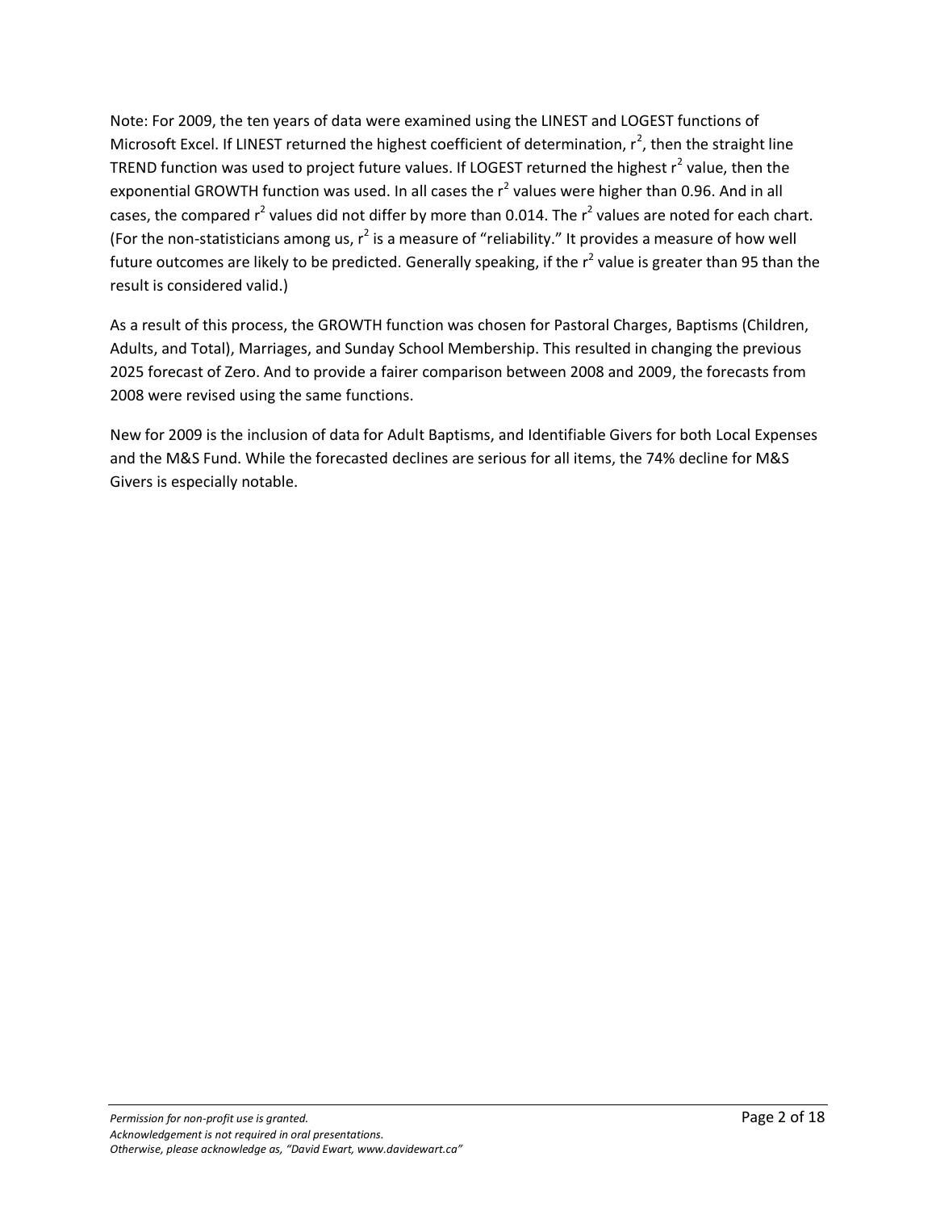Note: For 2009, the ten years of data were examined using the LINEST and LOGEST functions of Microsoft Excel. If LINEST returned the highest coefficient of determination, $r^2$, then the straight line TREND function was used to project future values. If LOGEST returned the highest $r^2$ value, then the exponential GROWTH function was used. In all cases the $r^2$ values were higher than 0.96. And in all cases, the compared $r^2$ values did not differ by more than 0.014. The $r^2$ values are noted for each chart. (For the non-statisticians among us, $r^2$ is a measure of "reliability." It provides a measure of how well future outcomes are likely to be predicted. Generally speaking, if the $r^2$ value is greater than 95 than the result is considered valid.)

As a result of this process, the GROWTH function was chosen for Pastoral Charges, Baptisms (Children, Adults, and Total), Marriages, and Sunday School Membership. This resulted in changing the previous 2025 forecast of Zero. And to provide a fairer comparison between 2008 and 2009, the forecasts from 2008 were revised using the same functions.

New for 2009 is the inclusion of data for Adult Baptisms, and Identifiable Givers for both Local Expenses and the M&S Fund. While the forecasted declines are serious for all items, the 74% decline for M&S Givers is especially notable.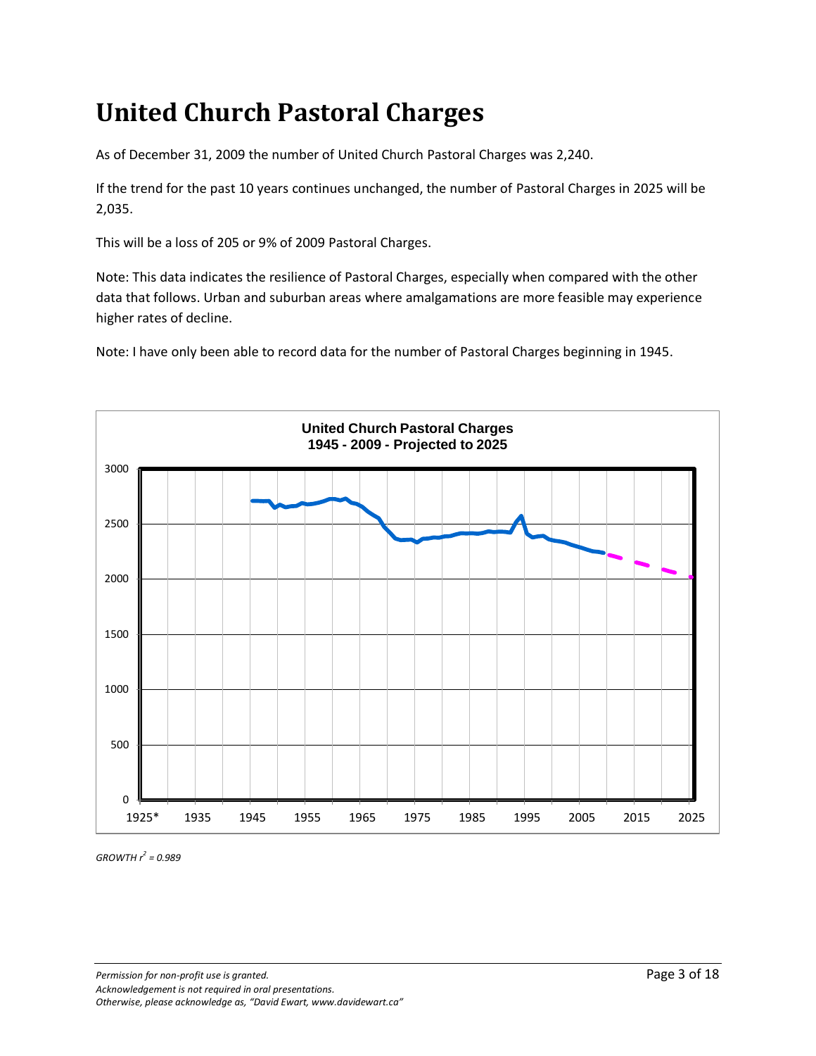# United Church Pastoral Charges

As of December 31, 2009 the number of United Church Pastoral Charges was 2,240.

If the trend for the past 10 years continues unchanged, the number of Pastoral Charges in 2025 will be 2,035.

This will be a loss of 205 or 9% of 2009 Pastoral Charges.

Note: This data indicates the resilience of Pastoral Charges, especially when compared with the other data that follows. Urban and suburban areas where amalgamations are more feasible may experience higher rates of decline.

Note: I have only been able to record data for the number of Pastoral Charges beginning in 1945.

**United Church Pastoral Charges**
**1945 - 2009 - Projected to 2025**

*GROWTH $r^2$ = 0.989*

*Permission for non-profit use is granted.*
*Acknowledgement is not required in oral presentations.*
*Otherwise, please acknowledge as, "David Ewart, www.davidewart.ca"*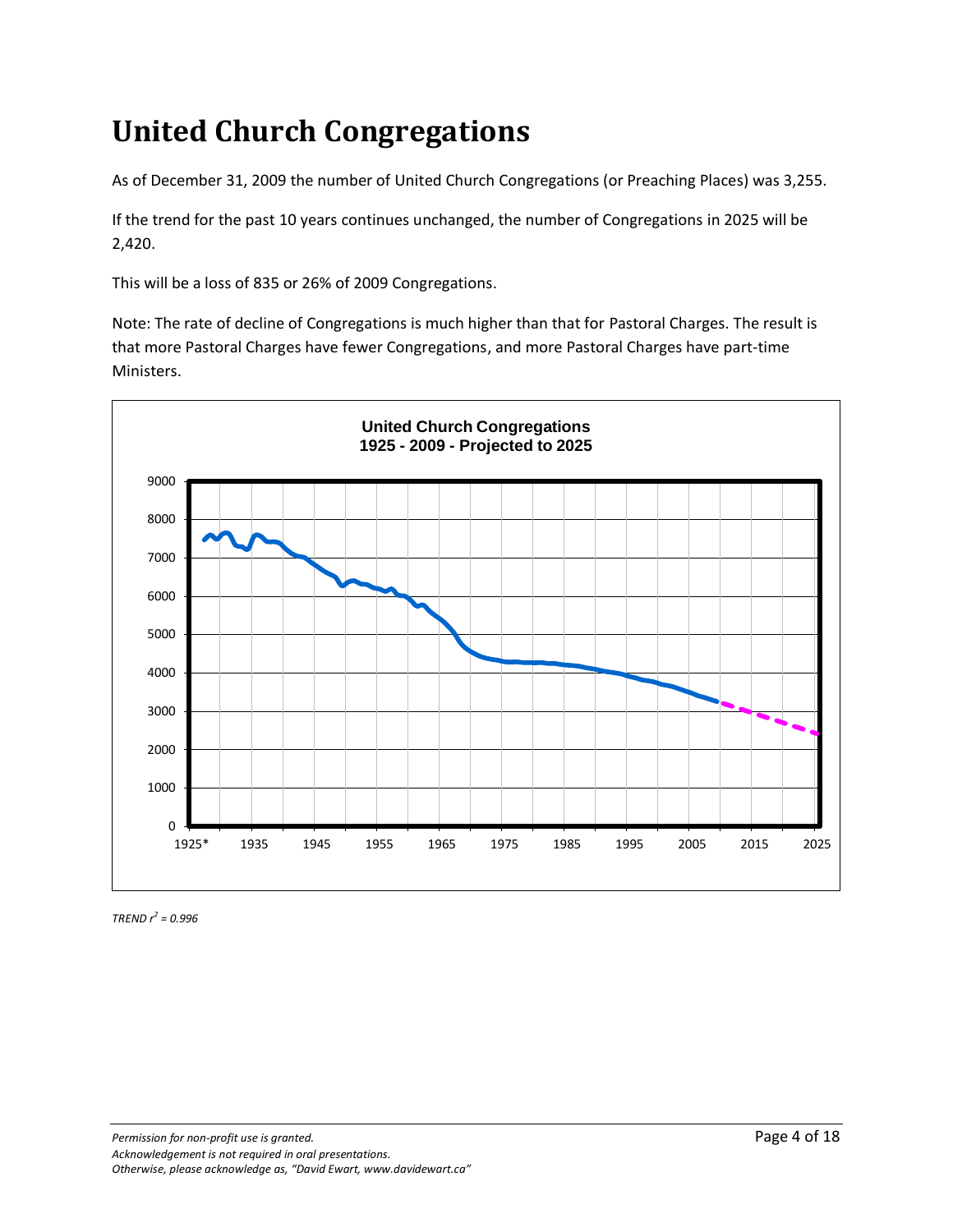# United Church Congregations

As of December 31, 2009 the number of United Church Congregations (or Preaching Places) was 3,255.

If the trend for the past 10 years continues unchanged, the number of Congregations in 2025 will be 2,420.

This will be a loss of 835 or 26% of 2009 Congregations.

Note: The rate of decline of Congregations is much higher than that for Pastoral Charges. The result is that more Pastoral Charges have fewer Congregations, and more Pastoral Charges have part-time Ministers.

**United Church Congregations**
**1925 - 2009 - Projected to 2025**

*TREND $r^2 = 0.996$*

*Permission for non-profit use is granted.*
*Acknowledgement is not required in oral presentations.*
*Otherwise, please acknowledge as, "David Ewart, www.davidewart.ca"*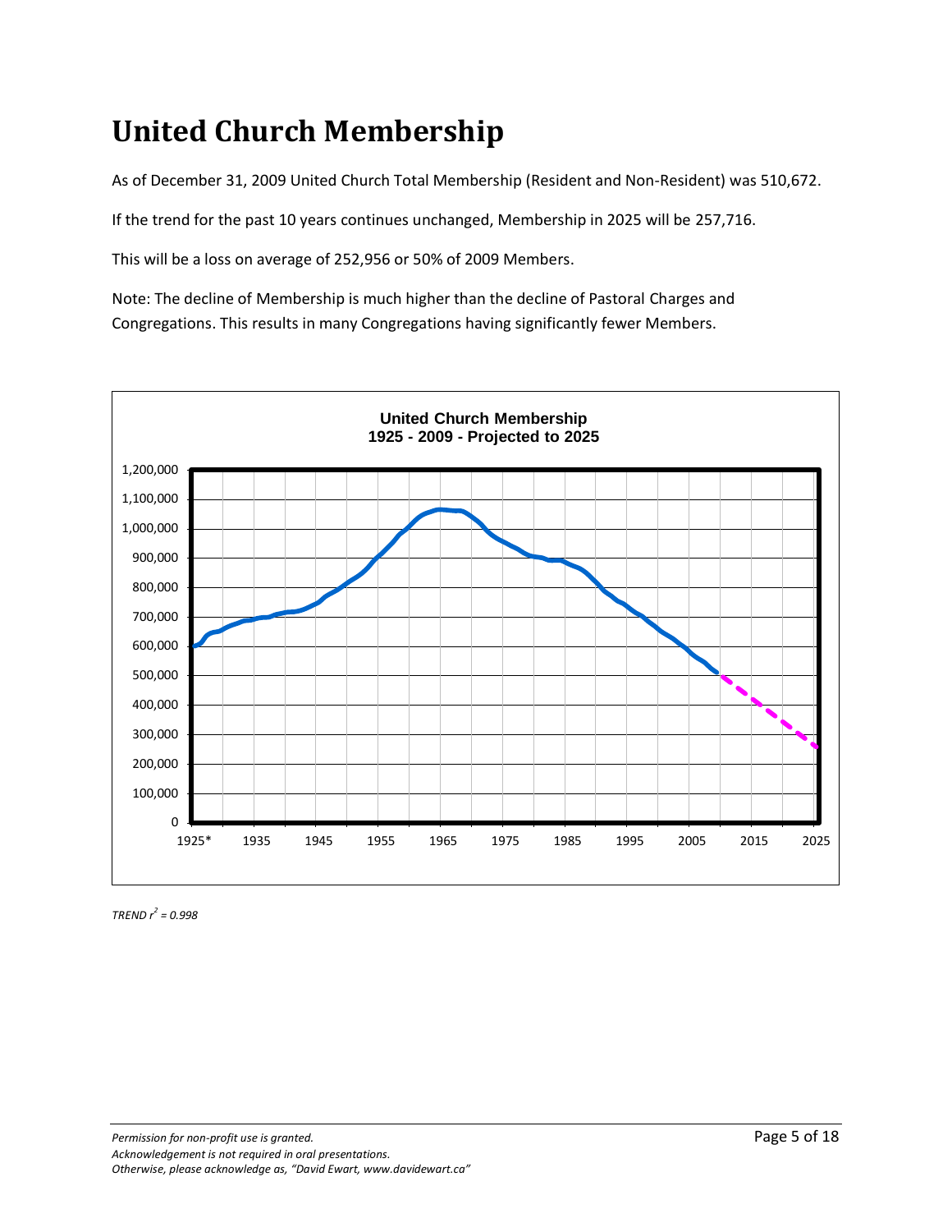# United Church Membership

As of December 31, 2009 United Church Total Membership (Resident and Non-Resident) was 510,672.

If the trend for the past 10 years continues unchanged, Membership in 2025 will be 257,716.

This will be a loss on average of 252,956 or 50% of 2009 Members.

Note: The decline of Membership is much higher than the decline of Pastoral Charges and Congregations. This results in many Congregations having significantly fewer Members.

**United Church Membership**
**1925 - 2009 - Projected to 2025**

*TREND $r^2$ = 0.998*

*Permission for non-profit use is granted.*
*Acknowledgement is not required in oral presentations.*
*Otherwise, please acknowledge as, "David Ewart, www.davidewart.ca"*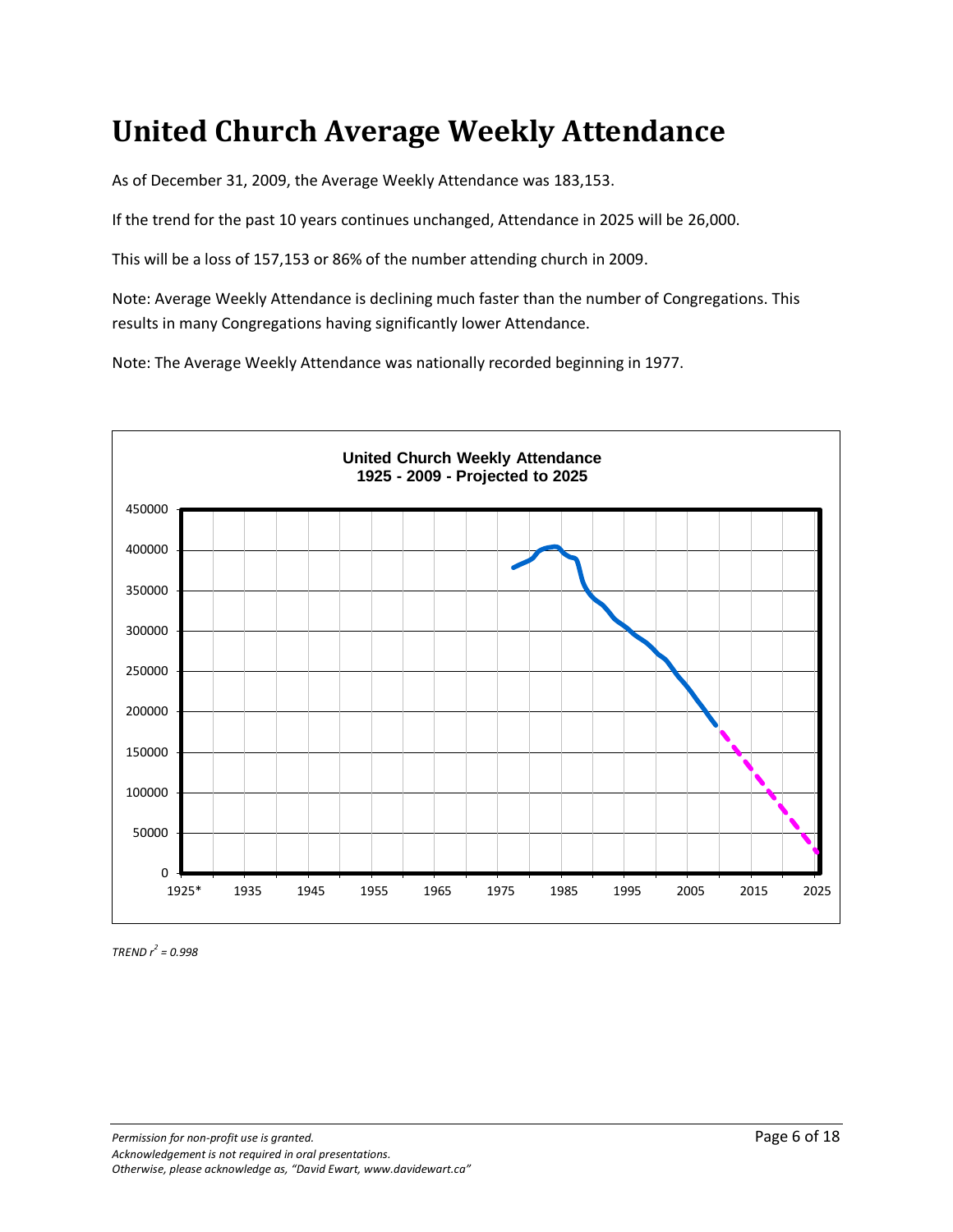# United Church Average Weekly Attendance

As of December 31, 2009, the Average Weekly Attendance was 183,153.

If the trend for the past 10 years continues unchanged, Attendance in 2025 will be 26,000.

This will be a loss of 157,153 or 86% of the number attending church in 2009.

Note: Average Weekly Attendance is declining much faster than the number of Congregations. This results in many Congregations having significantly lower Attendance.

Note: The Average Weekly Attendance was nationally recorded beginning in 1977.

*TREND $r^2 = 0.998$*

*Permission for non-profit use is granted.*
*Acknowledgement is not required in oral presentations.*
*Otherwise, please acknowledge as, "David Ewart, www.davidewart.ca"*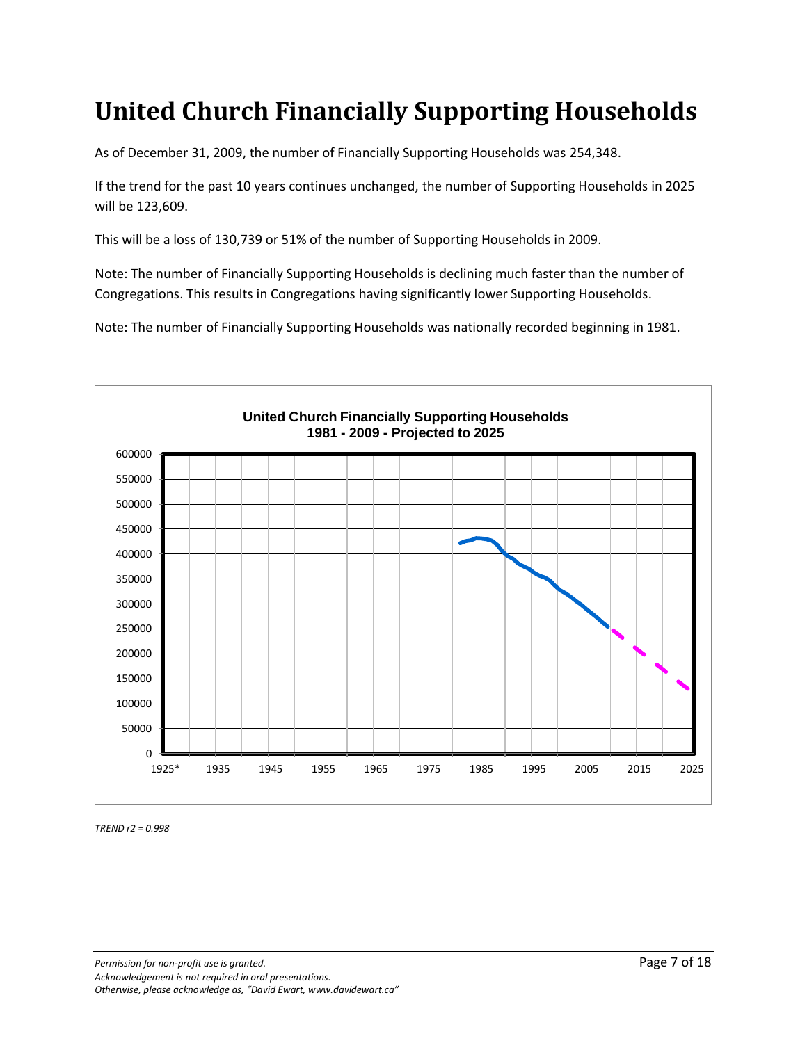# United Church Financially Supporting Households

As of December 31, 2009, the number of Financially Supporting Households was 254,348.

If the trend for the past 10 years continues unchanged, the number of Supporting Households in 2025 will be 123,609.

This will be a loss of 130,739 or 51% of the number of Supporting Households in 2009.

Note: The number of Financially Supporting Households is declining much faster than the number of Congregations. This results in Congregations having significantly lower Supporting Households.

Note: The number of Financially Supporting Households was nationally recorded beginning in 1981.

**United Church Financially Supporting Households**
**1981 - 2009 - Projected to 2025**

*TREND r2 = 0.998*

*Permission for non-profit use is granted.*
*Acknowledgement is not required in oral presentations.*
*Otherwise, please acknowledge as, "David Ewart, www.davidewart.ca"*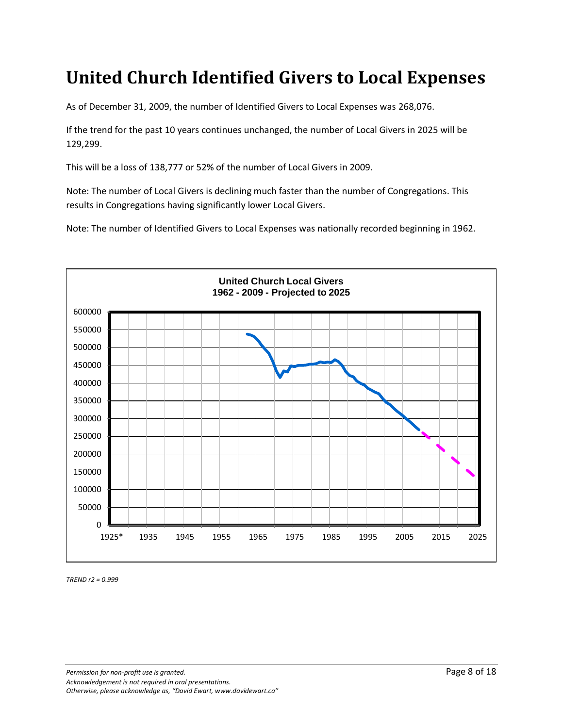# United Church Identified Givers to Local Expenses

As of December 31, 2009, the number of Identified Givers to Local Expenses was 268,076.

If the trend for the past 10 years continues unchanged, the number of Local Givers in 2025 will be 129,299.

This will be a loss of 138,777 or 52% of the number of Local Givers in 2009.

Note: The number of Local Givers is declining much faster than the number of Congregations. This results in Congregations having significantly lower Local Givers.

Note: The number of Identified Givers to Local Expenses was nationally recorded beginning in 1962.

**United Church Local Givers**
**1962 - 2009 - Projected to 2025**

*TREND r2 = 0.999*

*Permission for non-profit use is granted.*
*Acknowledgement is not required in oral presentations.*
*Otherwise, please acknowledge as, "David Ewart, www.davidewart.ca"*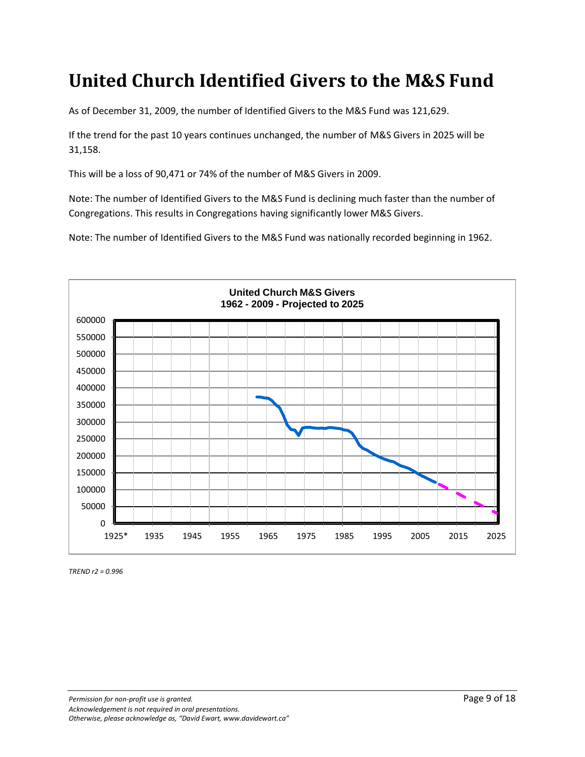# United Church Identified Givers to the M&S Fund

As of December 31, 2009, the number of Identified Givers to the M&S Fund was 121,629.

If the trend for the past 10 years continues unchanged, the number of M&S Givers in 2025 will be 31,158.

This will be a loss of 90,471 or 74% of the number of M&S Givers in 2009.

Note: The number of Identified Givers to the M&S Fund is declining much faster than the number of Congregations. This results in Congregations having significantly lower M&S Givers.

Note: The number of Identified Givers to the M&S Fund was nationally recorded beginning in 1962.

*TREND r2 = 0.996*

*Permission for non-profit use is granted.*
*Acknowledgement is not required in oral presentations.*
*Otherwise, please acknowledge as, "David Ewart, www.davidewart.ca"*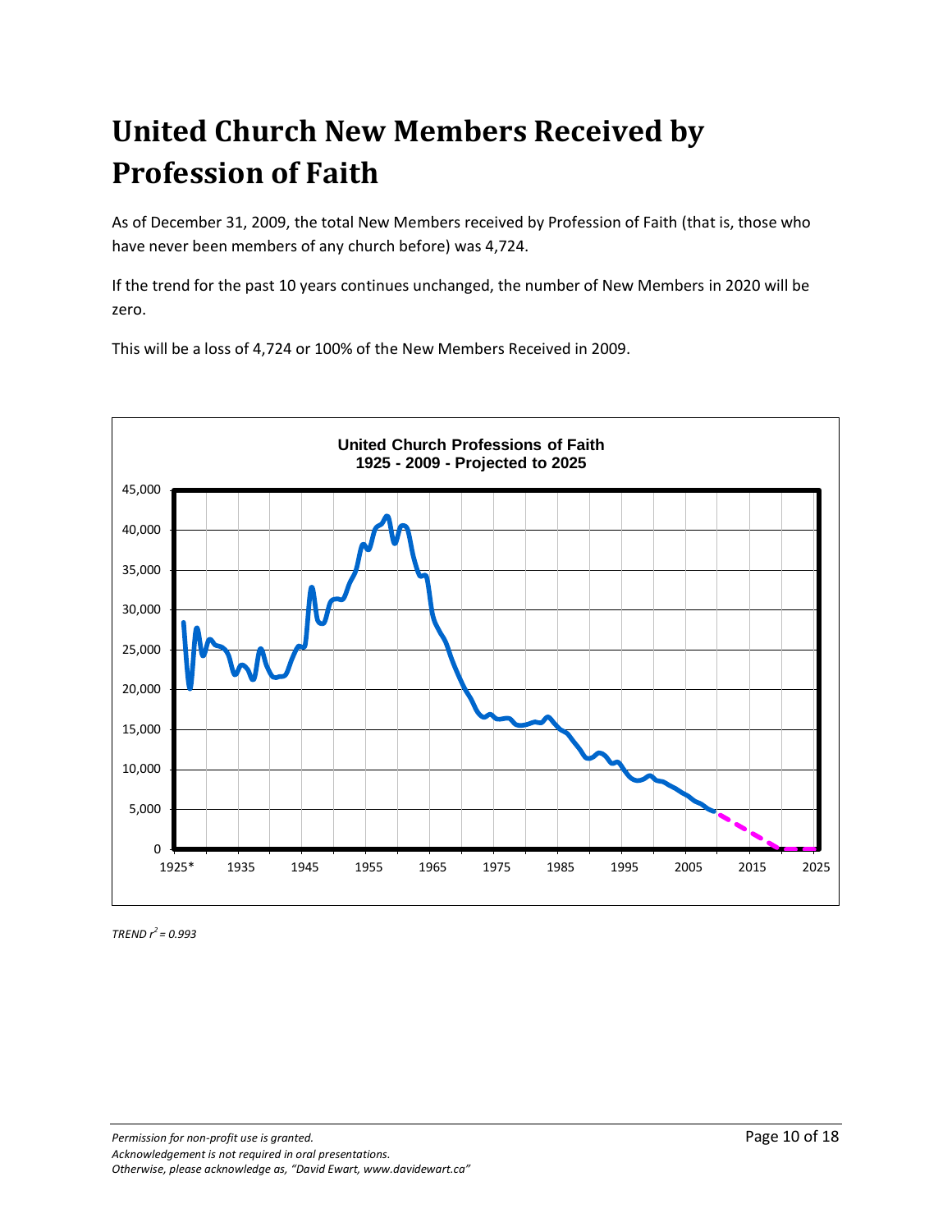# United Church New Members Received by Profession of Faith

As of December 31, 2009, the total New Members received by Profession of Faith (that is, those who have never been members of any church before) was 4,724.

If the trend for the past 10 years continues unchanged, the number of New Members in 2020 will be zero.

This will be a loss of 4,724 or 100% of the New Members Received in 2009.

*TREND $r^2 = 0.993$*

*Permission for non-profit use is granted.*
*Acknowledgement is not required in oral presentations.*
*Otherwise, please acknowledge as, "David Ewart, www.davidewart.ca"*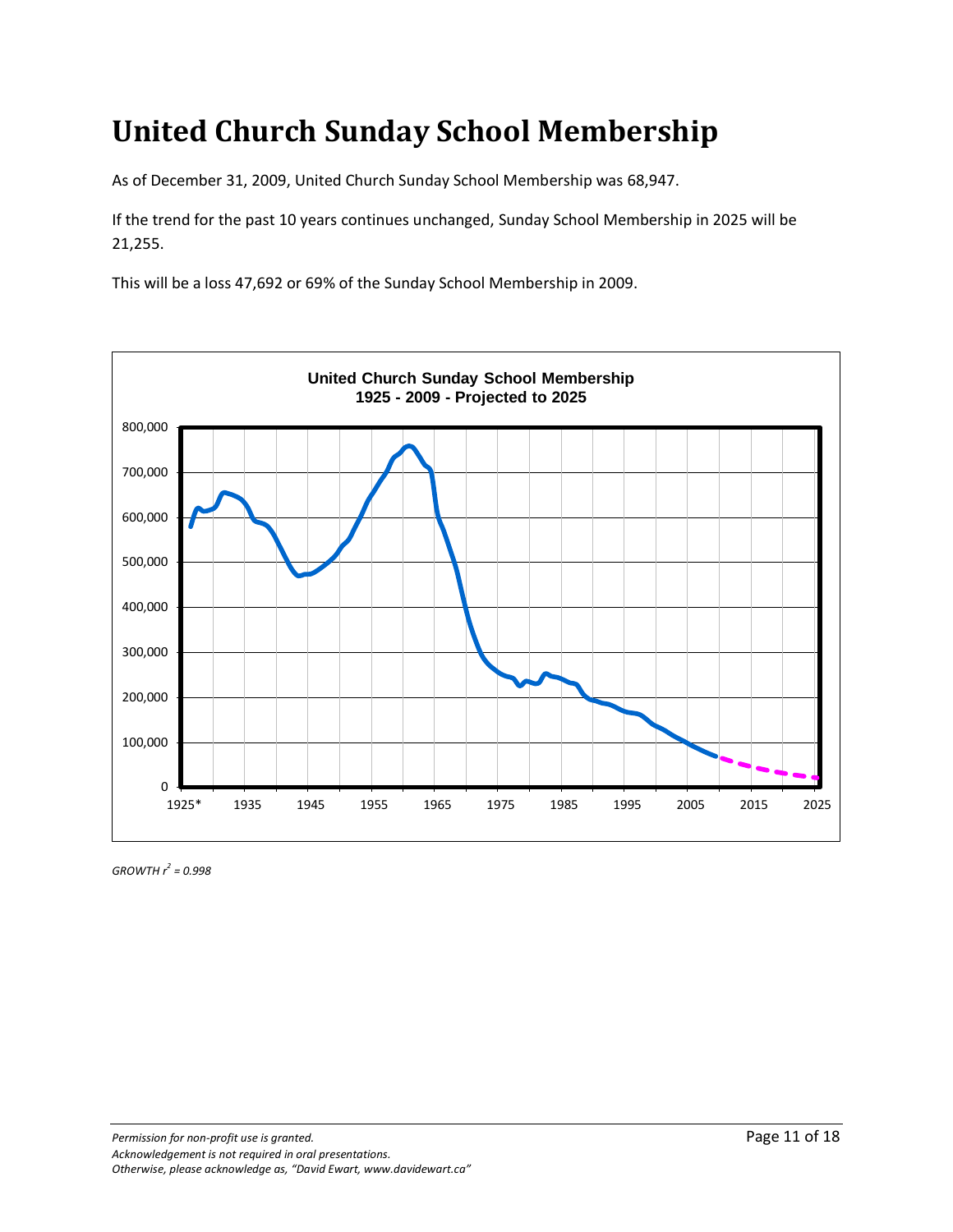# United Church Sunday School Membership

As of December 31, 2009, United Church Sunday School Membership was 68,947.

If the trend for the past 10 years continues unchanged, Sunday School Membership in 2025 will be 21,255.

This will be a loss 47,692 or 69% of the Sunday School Membership in 2009.

*GROWTH $r^2$ = 0.998*

*Permission for non-profit use is granted.*
*Acknowledgement is not required in oral presentations.*
*Otherwise, please acknowledge as, "David Ewart, www.davidewart.ca"*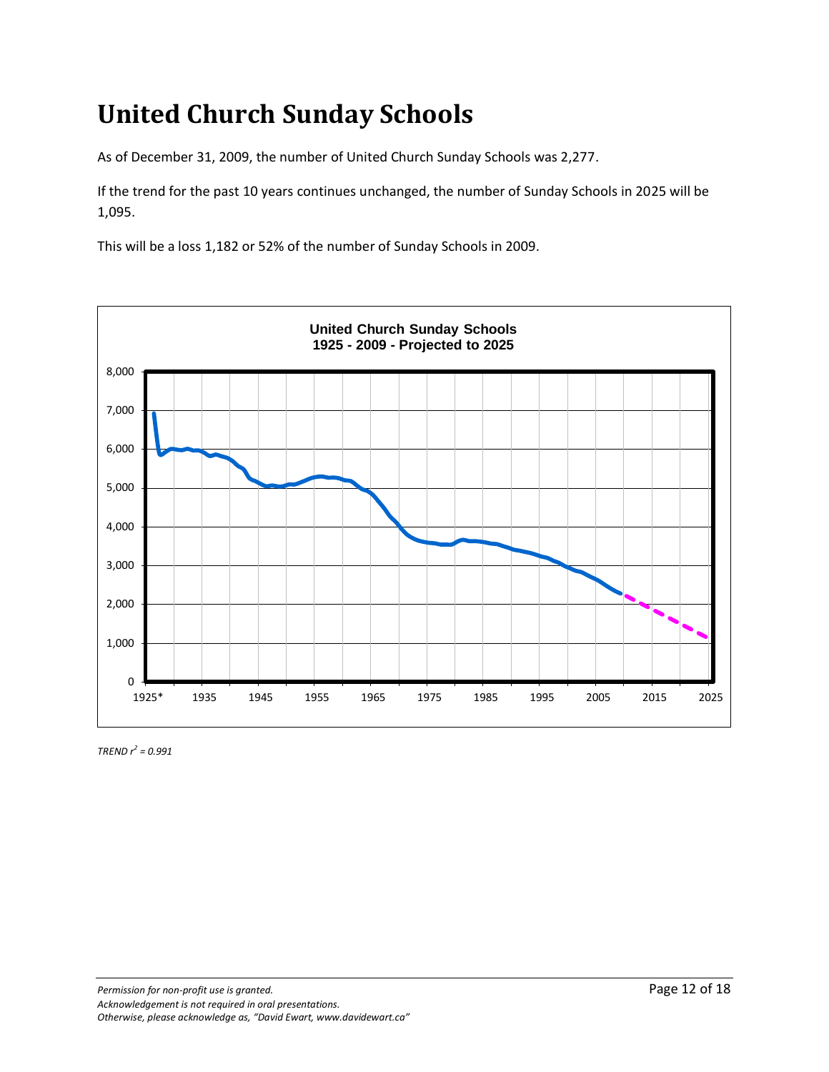# United Church Sunday Schools

As of December 31, 2009, the number of United Church Sunday Schools was 2,277.

If the trend for the past 10 years continues unchanged, the number of Sunday Schools in 2025 will be 1,095.

This will be a loss 1,182 or 52% of the number of Sunday Schools in 2009.

**United Church Sunday Schools**
**1925 - 2009 - Projected to 2025**

*TREND $r^2 = 0.991$*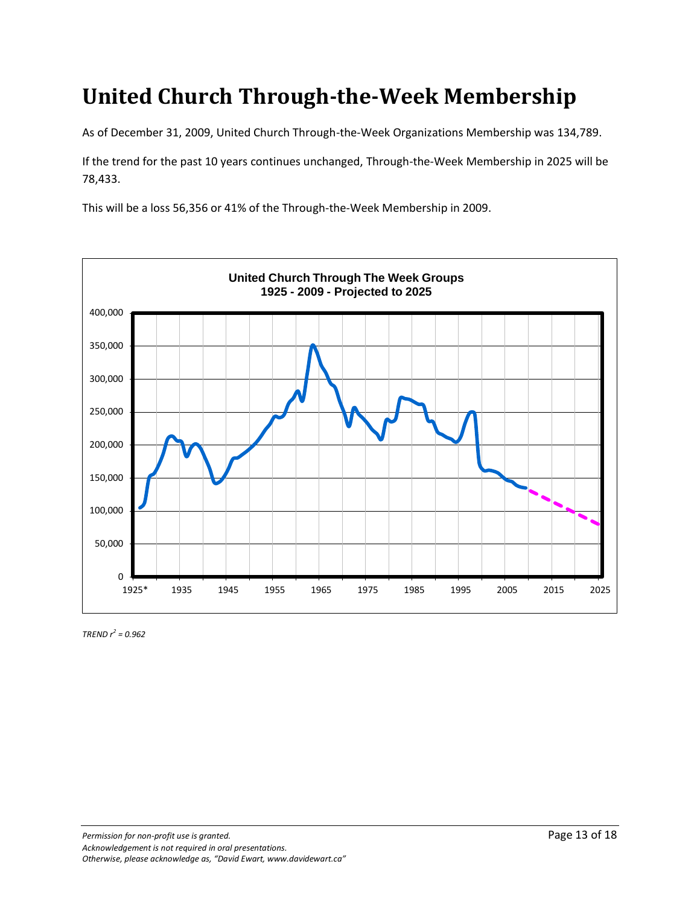# United Church Through-the-Week Membership

As of December 31, 2009, United Church Through-the-Week Organizations Membership was 134,789.

If the trend for the past 10 years continues unchanged, Through-the-Week Membership in 2025 will be 78,433.

This will be a loss 56,356 or 41% of the Through-the-Week Membership in 2009.

**United Church Through The Week Groups**
**1925 - 2009 - Projected to 2025**

*TREND $r^2$ = 0.962*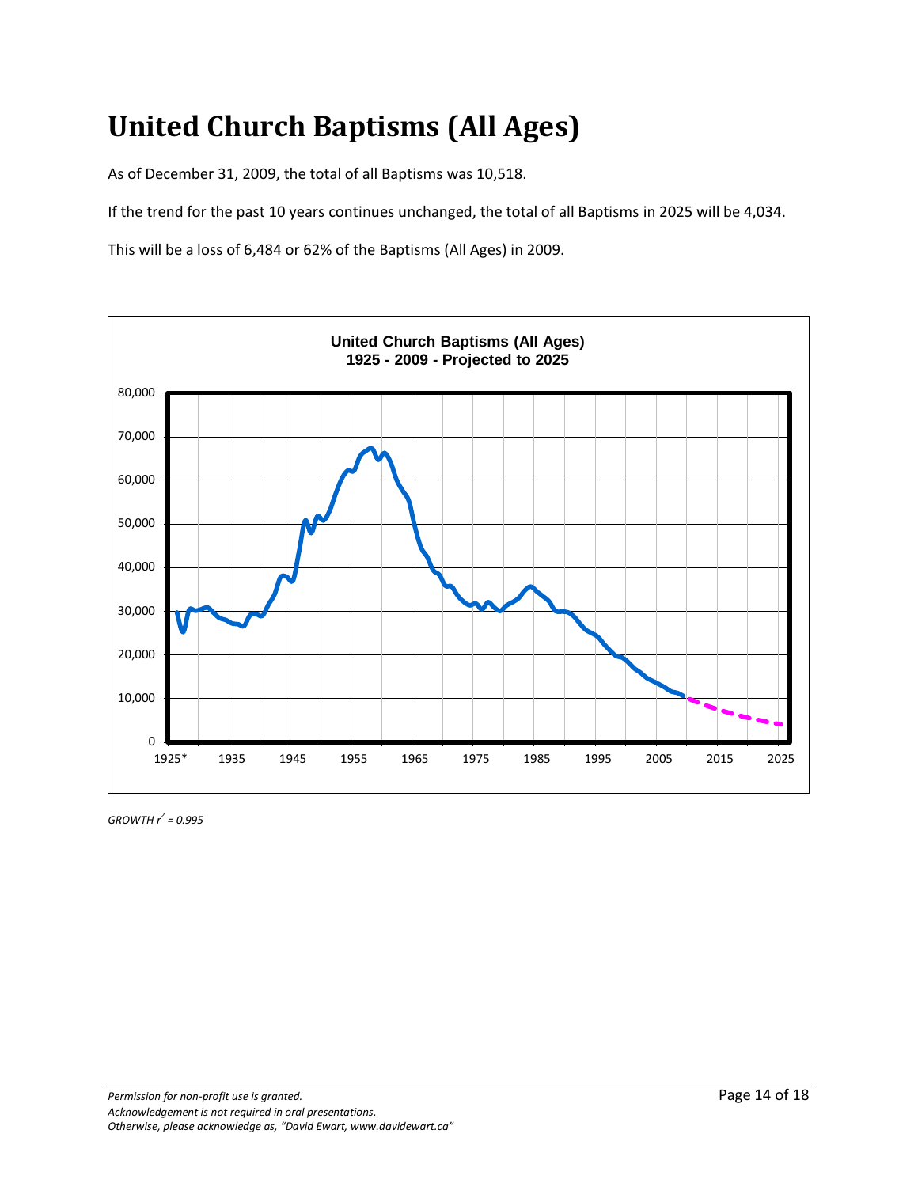# United Church Baptisms (All Ages)

As of December 31, 2009, the total of all Baptisms was 10,518.

If the trend for the past 10 years continues unchanged, the total of all Baptisms in 2025 will be 4,034.

This will be a loss of 6,484 or 62% of the Baptisms (All Ages) in 2009.

*GROWTH $r^2$ = 0.995*

*Permission for non-profit use is granted.*
*Acknowledgement is not required in oral presentations.*
*Otherwise, please acknowledge as, "David Ewart, www.davidewart.ca"*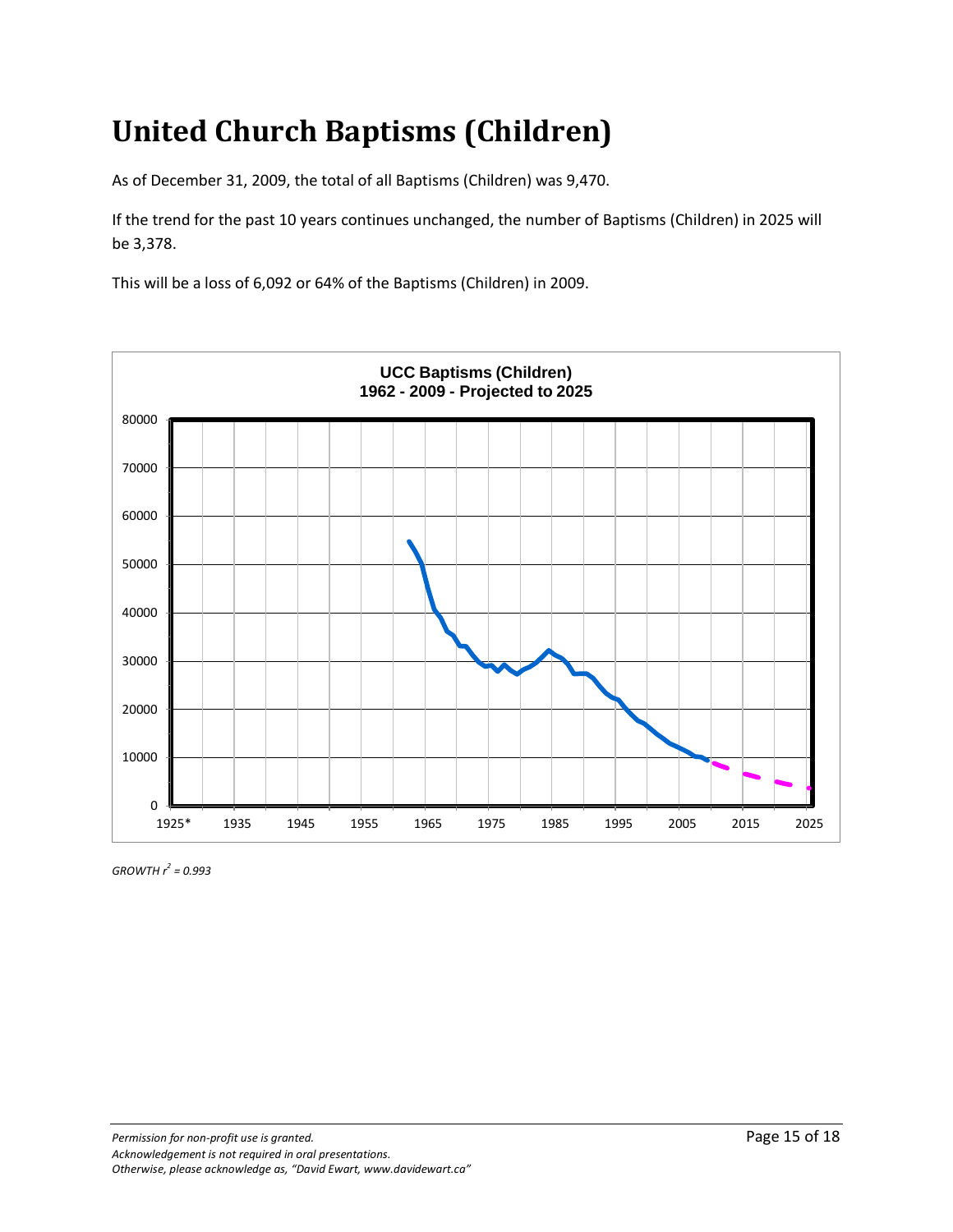# United Church Baptisms (Children)

As of December 31, 2009, the total of all Baptisms (Children) was 9,470.

If the trend for the past 10 years continues unchanged, the number of Baptisms (Children) in 2025 will be 3,378.

This will be a loss of 6,092 or 64% of the Baptisms (Children) in 2009.

*GROWTH $r^2$ = 0.993*

*Permission for non-profit use is granted.*
*Acknowledgement is not required in oral presentations.*
*Otherwise, please acknowledge as, "David Ewart, www.davidewart.ca"*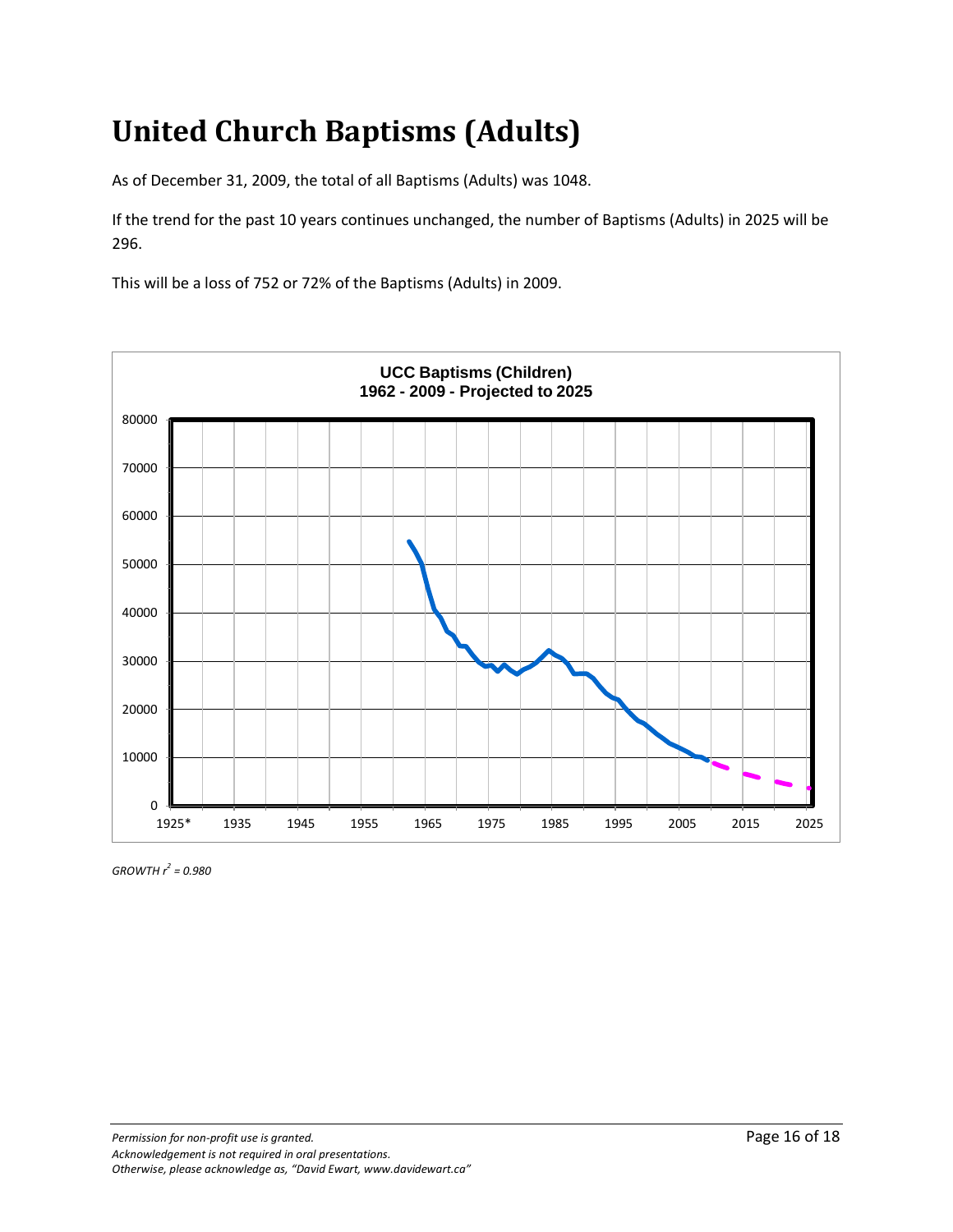# United Church Baptisms (Adults)

As of December 31, 2009, the total of all Baptisms (Adults) was 1048.

If the trend for the past 10 years continues unchanged, the number of Baptisms (Adults) in 2025 will be 296.

This will be a loss of 752 or 72% of the Baptisms (Adults) in 2009.

**UCC Baptisms (Children)**
**1962 - 2009 - Projected to 2025**

*GROWTH $r^2$ = 0.980*

*Permission for non-profit use is granted.*
*Acknowledgement is not required in oral presentations.*
*Otherwise, please acknowledge as, "David Ewart, www.davidewart.ca"*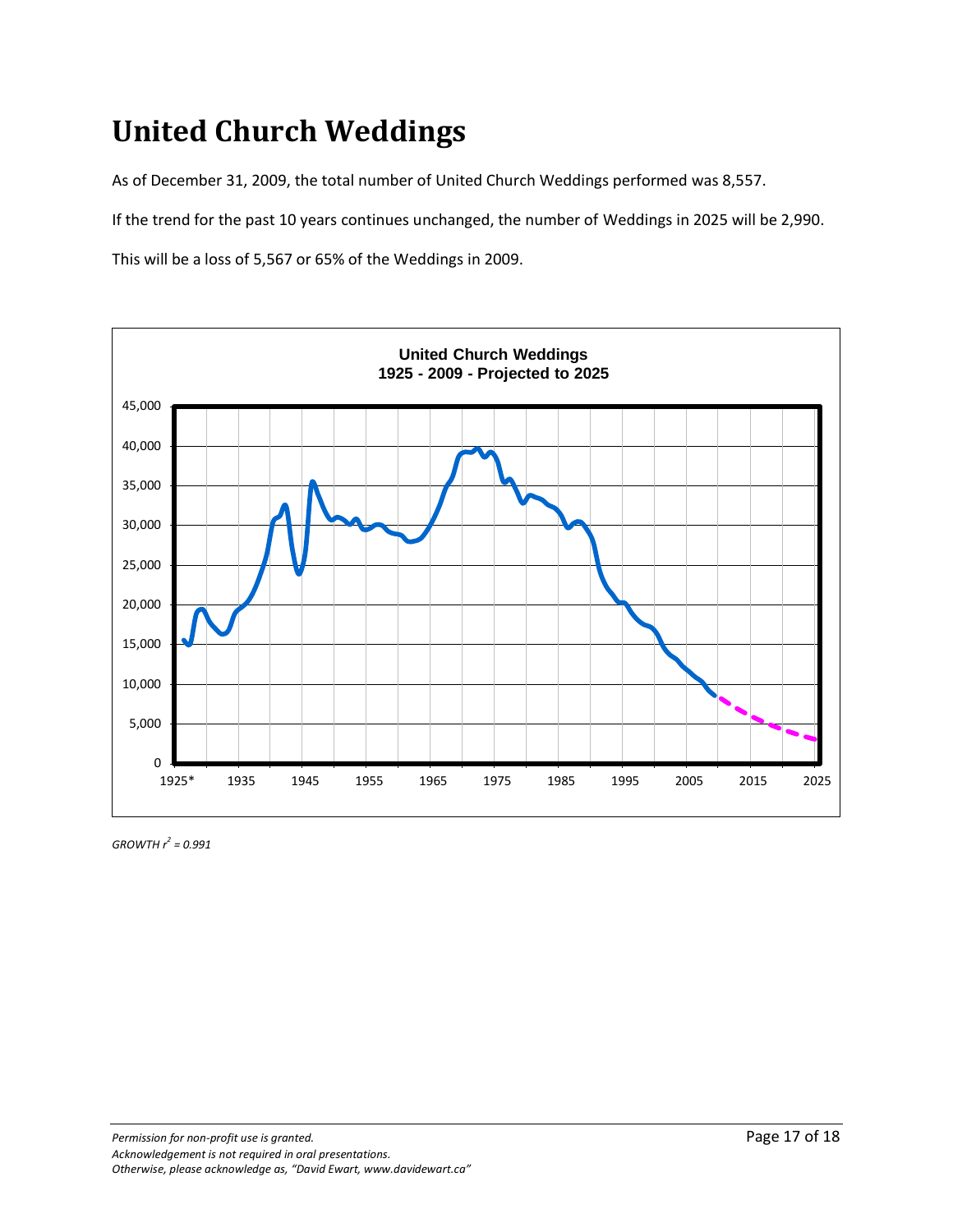# United Church Weddings

As of December 31, 2009, the total number of United Church Weddings performed was 8,557.

If the trend for the past 10 years continues unchanged, the number of Weddings in 2025 will be 2,990.

This will be a loss of 5,567 or 65% of the Weddings in 2009.

*GROWTH $r^2$ = 0.991*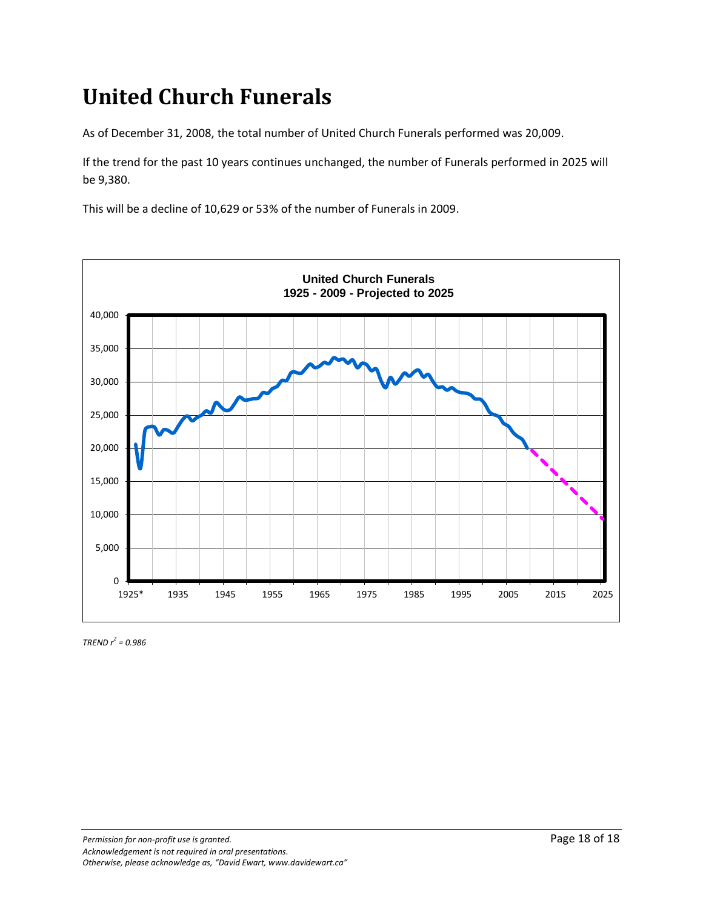# United Church Funerals

As of December 31, 2008, the total number of United Church Funerals performed was 20,009.

If the trend for the past 10 years continues unchanged, the number of Funerals performed in 2025 will be 9,380.

This will be a decline of 10,629 or 53% of the number of Funerals in 2009.

United Church Funerals
1925 - 2009 - Projected to 2025

40,000
35,000
30,000
25,000
20,000
15,000
10,000
5,000
0

1925* 1935 1945 1955 1965 1975 1985 1995 2005 2015 2025

*TREND $r^2$ = 0.986*

*Permission for non-profit use is granted.*
*Acknowledgement is not required in oral presentations.*
*Otherwise, please acknowledge as, “David Ewart, www.davidewart.ca”*